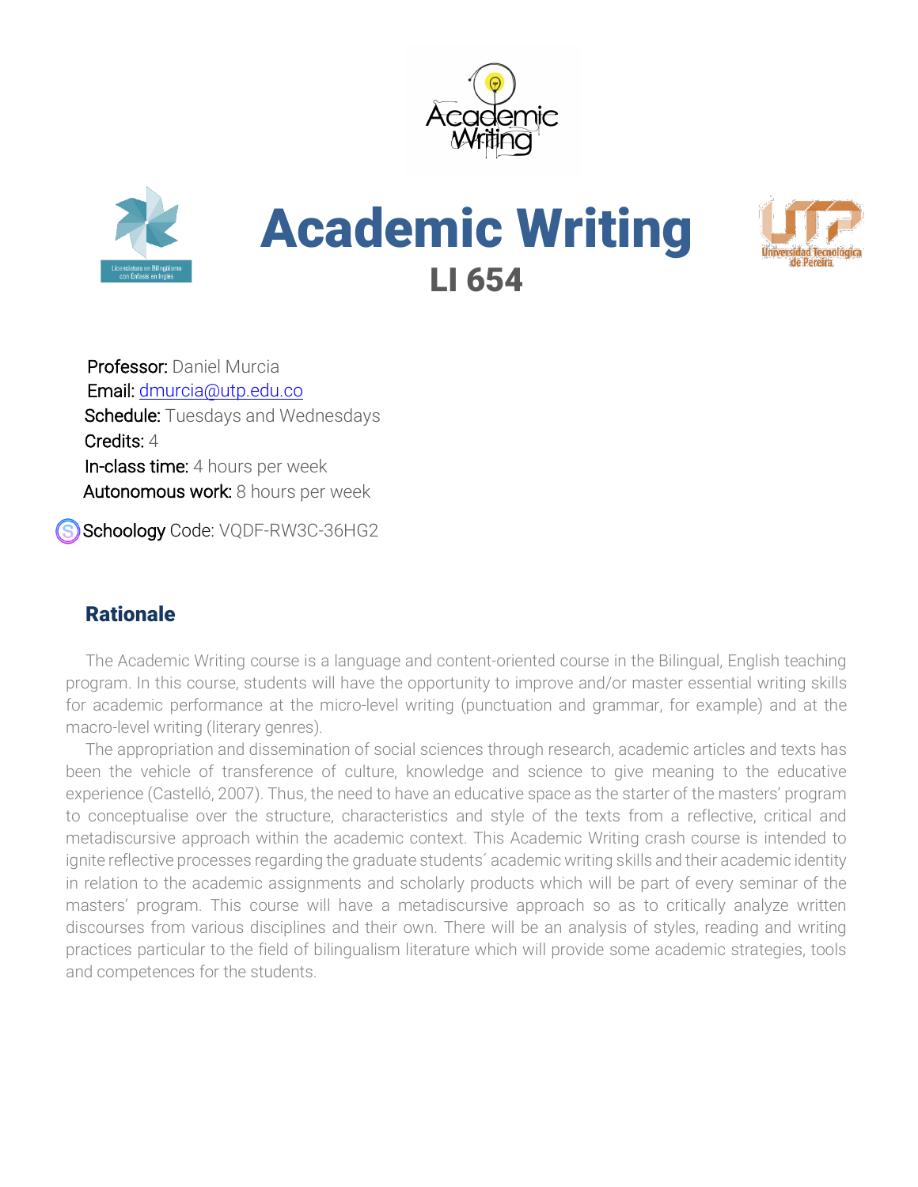# Academic Writing

## LI 654

**Professor:** Daniel Murcia
**Email:** dmurcia@utp.edu.co
**Schedule:** Tuesdays and Wednesdays
**Credits:** 4
**In-class time:** 4 hours per week
**Autonomous work:** 8 hours per week

**Schoology** Code: VQDF-RW3C-36HG2

## Rationale

The Academic Writing course is a language and content-oriented course in the Bilingual, English teaching program. In this course, students will have the opportunity to improve and/or master essential writing skills for academic performance at the micro-level writing (punctuation and grammar, for example) and at the macro-level writing (literary genres).

The appropriation and dissemination of social sciences through research, academic articles and texts has been the vehicle of transference of culture, knowledge and science to give meaning to the educative experience (Castelló, 2007). Thus, the need to have an educative space as the starter of the masters' program to conceptualise over the structure, characteristics and style of the texts from a reflective, critical and metadiscursive approach within the academic context. This Academic Writing crash course is intended to ignite reflective processes regarding the graduate students´ academic writing skills and their academic identity in relation to the academic assignments and scholarly products which will be part of every seminar of the masters' program. This course will have a metadiscursive approach so as to critically analyze written discourses from various disciplines and their own. There will be an analysis of styles, reading and writing practices particular to the field of bilingualism literature which will provide some academic strategies, tools and competences for the students.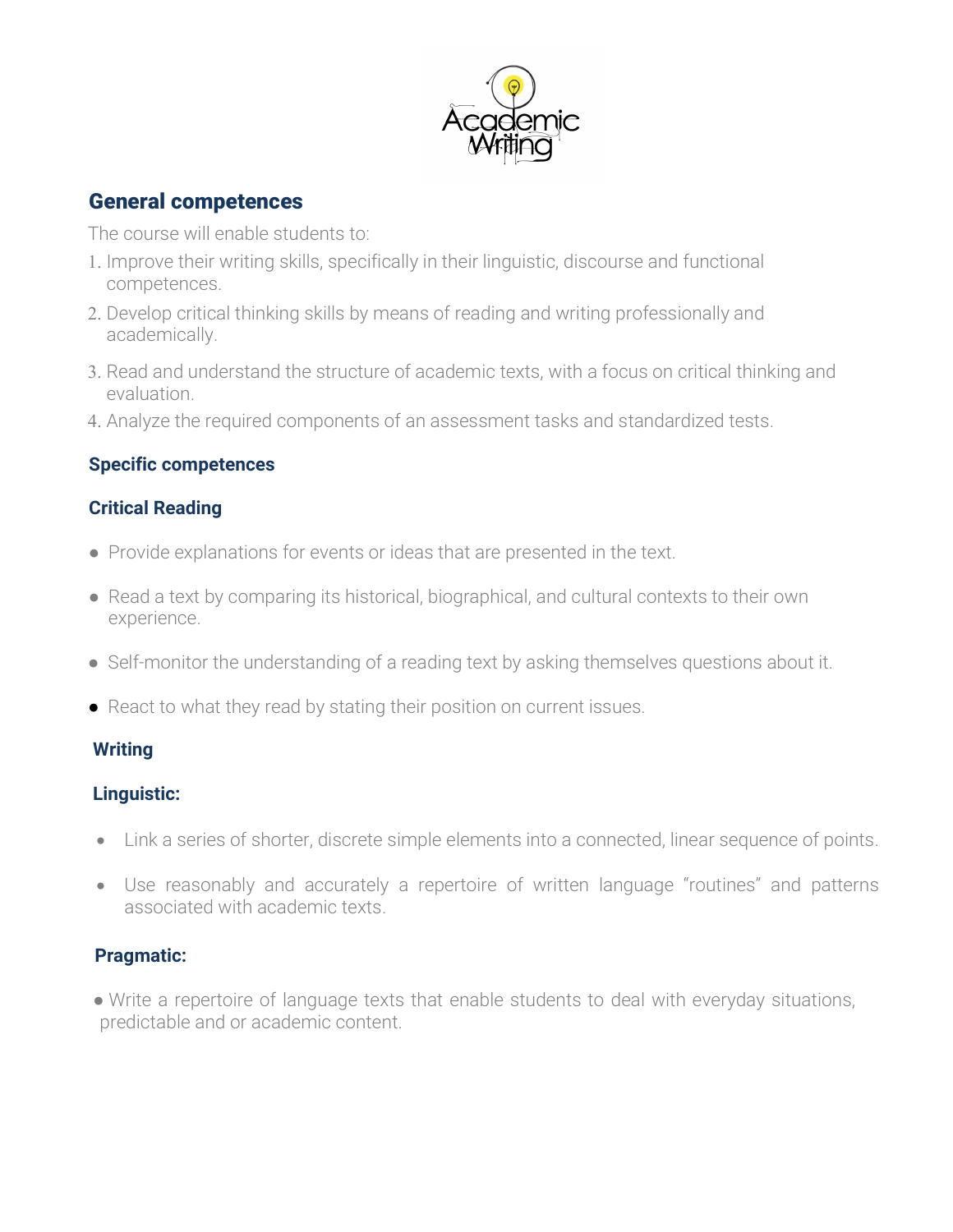## General competences

The course will enable students to:

1. Improve their writing skills, specifically in their linguistic, discourse and functional competences.
2. Develop critical thinking skills by means of reading and writing professionally and academically.
3. Read and understand the structure of academic texts, with a focus on critical thinking and evaluation.
4. Analyze the required components of an assessment tasks and standardized tests.

### Specific competences

### Critical Reading

- Provide explanations for events or ideas that are presented in the text.
- Read a text by comparing its historical, biographical, and cultural contexts to their own experience.
- Self-monitor the understanding of a reading text by asking themselves questions about it.
- React to what they read by stating their position on current issues.

### Writing

#### Linguistic:

- Link a series of shorter, discrete simple elements into a connected, linear sequence of points.
- Use reasonably and accurately a repertoire of written language "routines" and patterns associated with academic texts.

#### Pragmatic:

- Write a repertoire of language texts that enable students to deal with everyday situations, predictable and or academic content.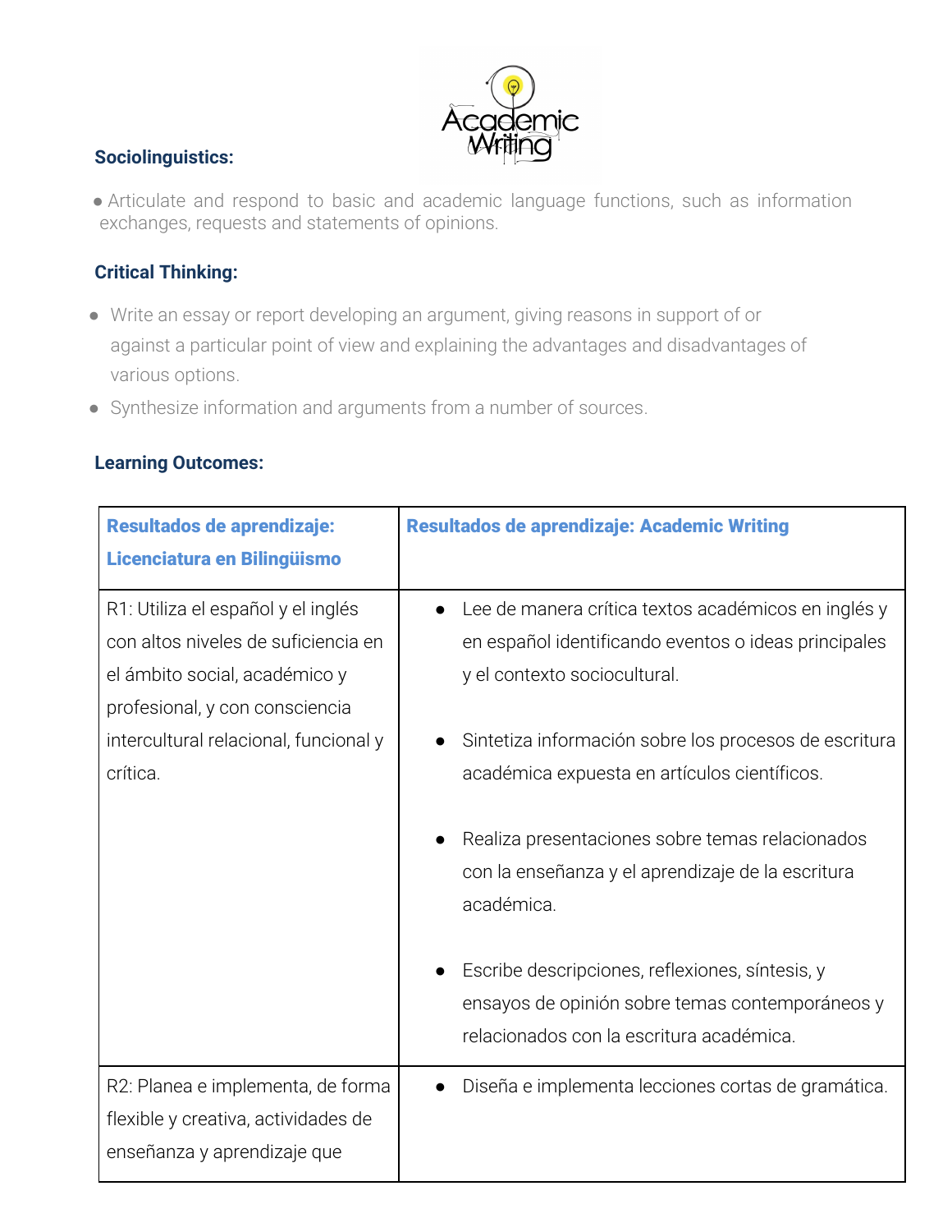**Sociolinguistics:**

- Articulate and respond to basic and academic language functions, such as information exchanges, requests and statements of opinions.

**Critical Thinking:**

- Write an essay or report developing an argument, giving reasons in support of or against a particular point of view and explaining the advantages and disadvantages of various options.
- Synthesize information and arguments from a number of sources.

**Learning Outcomes:**

| Resultados de aprendizaje: Licenciatura en Bilingüismo | Resultados de aprendizaje: Academic Writing |
| --- | --- |
| R1: Utiliza el español y el inglés con altos niveles de suficiencia en el ámbito social, académico y profesional, y con consciencia intercultural relacional, funcional y crítica. | • Lee de manera crítica textos académicos en inglés y en español identificando eventos o ideas principales y el contexto sociocultural. <br> • Sintetiza información sobre los procesos de escritura académica expuesta en artículos científicos. <br> • Realiza presentaciones sobre temas relacionados con la enseñanza y el aprendizaje de la escritura académica. <br> • Escribe descripciones, reflexiones, síntesis, y ensayos de opinión sobre temas contemporáneos y relacionados con la escritura académica. |
| R2: Planea e implementa, de forma flexible y creativa, actividades de enseñanza y aprendizaje que | • Diseña e implementa lecciones cortas de gramática. |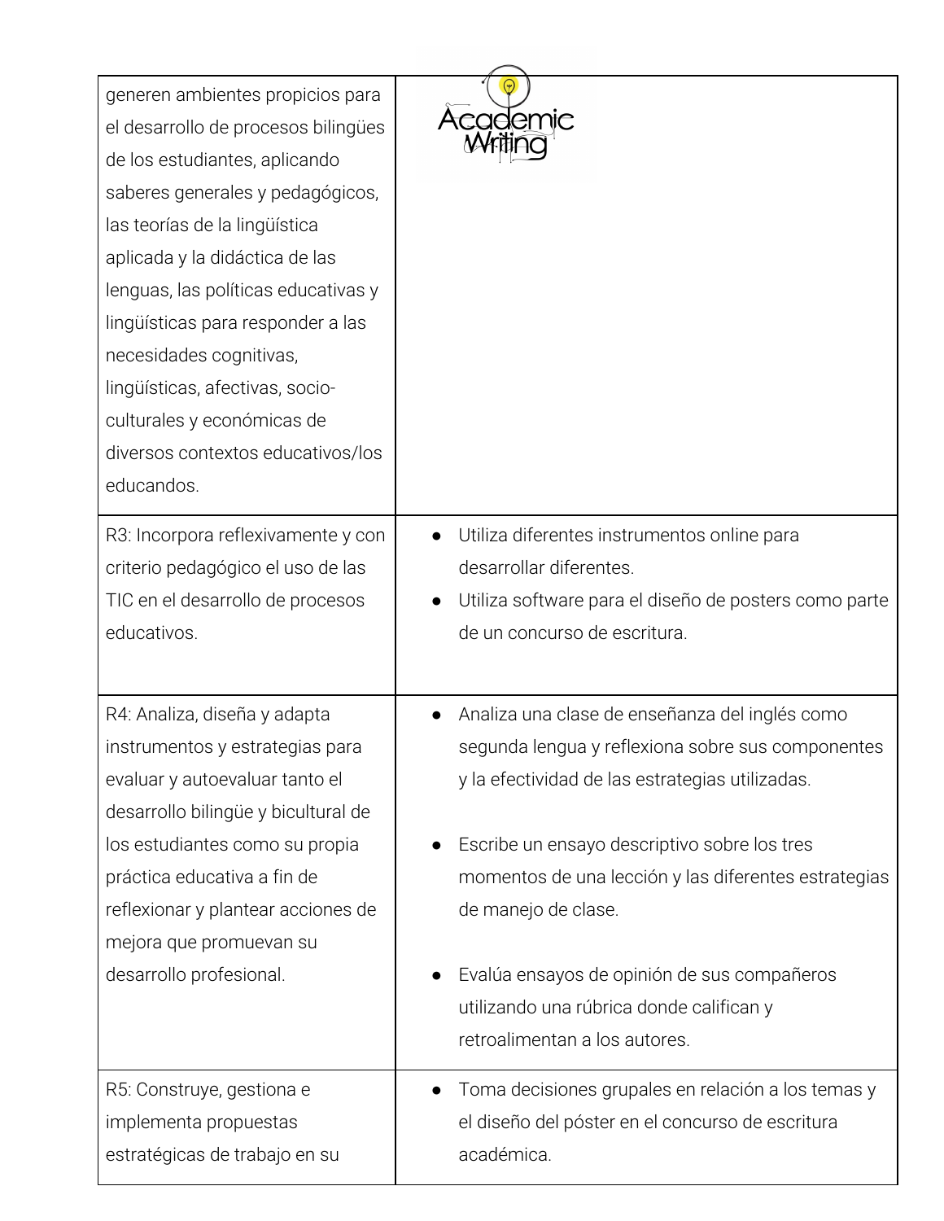| | |
|---|---|
| generen ambientes propicios para el desarrollo de procesos bilingües de los estudiantes, aplicando saberes generales y pedagógicos, las teorías de la lingüística aplicada y la didáctica de las lenguas, las políticas educativas y lingüísticas para responder a las necesidades cognitivas, lingüísticas, afectivas, socio-culturales y económicas de diversos contextos educativos/los educandos. | |
| R3: Incorpora reflexivamente y con criterio pedagógico el uso de las TIC en el desarrollo de procesos educativos. | • Utiliza diferentes instrumentos online para desarrollar diferentes.<br>• Utiliza software para el diseño de posters como parte de un concurso de escritura. |
| R4: Analiza, diseña y adapta instrumentos y estrategias para evaluar y autoevaluar tanto el desarrollo bilingüe y bicultural de los estudiantes como su propia práctica educativa a fin de reflexionar y plantear acciones de mejora que promuevan su desarrollo profesional. | • Analiza una clase de enseñanza del inglés como segunda lengua y reflexiona sobre sus componentes y la efectividad de las estrategias utilizadas.<br>• Escribe un ensayo descriptivo sobre los tres momentos de una lección y las diferentes estrategias de manejo de clase.<br>• Evalúa ensayos de opinión de sus compañeros utilizando una rúbrica donde califican y retroalimentan a los autores. |
| R5: Construye, gestiona e implementa propuestas estratégicas de trabajo en su | • Toma decisiones grupales en relación a los temas y el diseño del póster en el concurso de escritura académica. |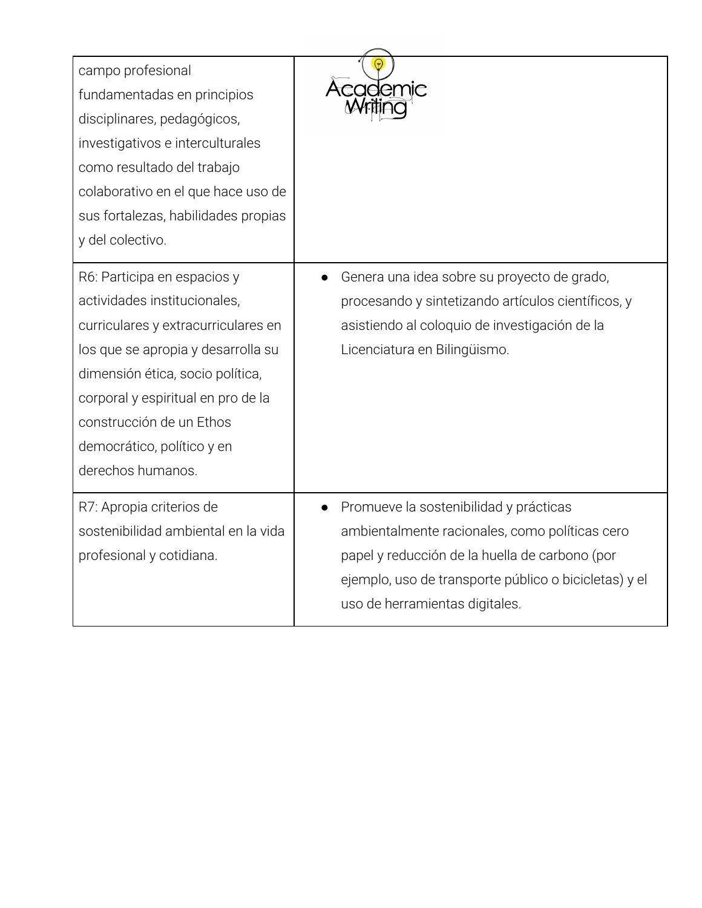| | |
|---|---|
| campo profesional fundamentadas en principios disciplinares, pedagógicos, investigativos e interculturales como resultado del trabajo colaborativo en el que hace uso de sus fortalezas, habilidades propias y del colectivo. | |
| R6: Participa en espacios y actividades institucionales, curriculares y extracurriculares en los que se apropia y desarrolla su dimensión ética, socio política, corporal y espiritual en pro de la construcción de un Ethos democrático, político y en derechos humanos. | • Genera una idea sobre su proyecto de grado, procesando y sintetizando artículos científicos, y asistiendo al coloquio de investigación de la Licenciatura en Bilingüismo. |
| R7: Apropia criterios de sostenibilidad ambiental en la vida profesional y cotidiana. | • Promueve la sostenibilidad y prácticas ambientalmente racionales, como políticas cero papel y reducción de la huella de carbono (por ejemplo, uso de transporte público o bicicletas) y el uso de herramientas digitales. |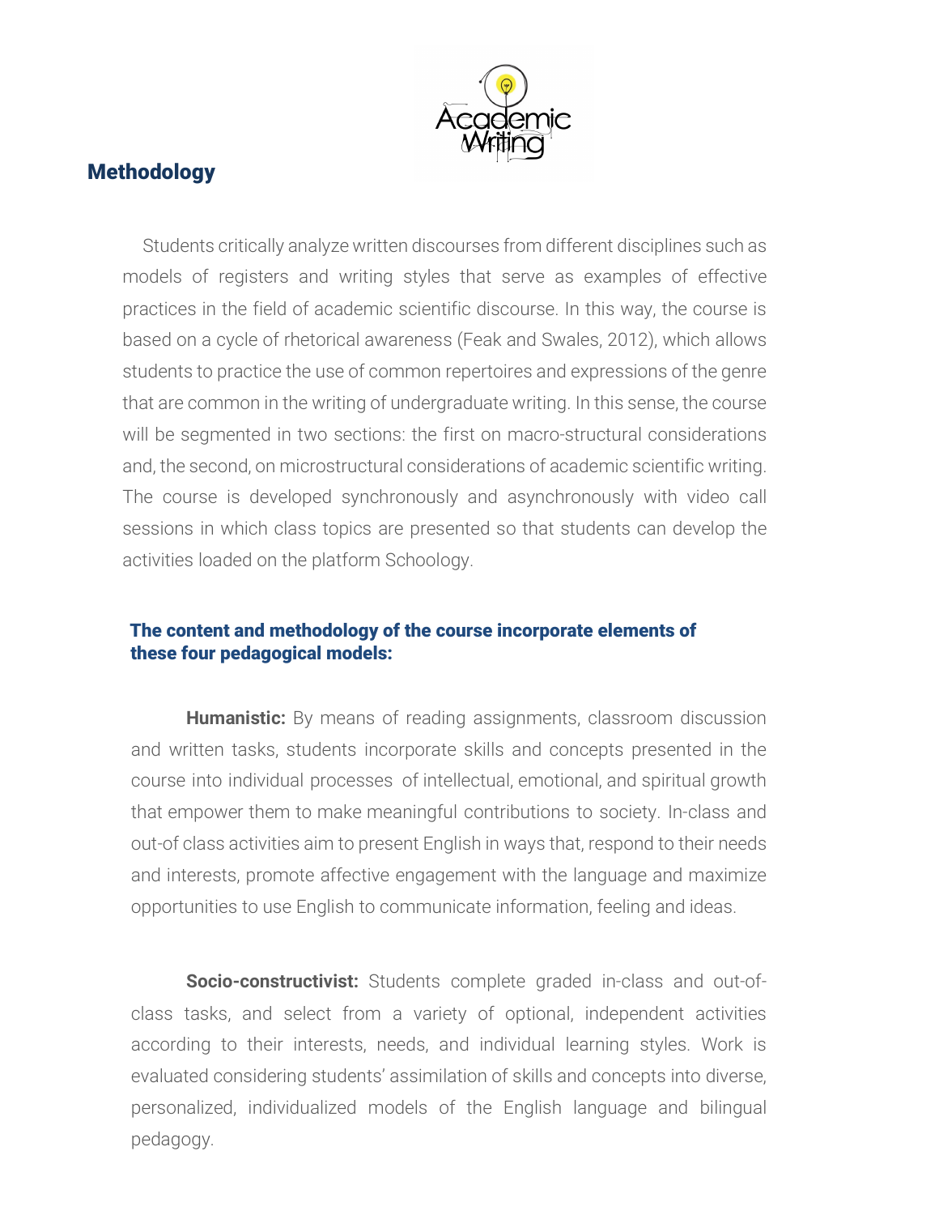## Methodology

Students critically analyze written discourses from different disciplines such as models of registers and writing styles that serve as examples of effective practices in the field of academic scientific discourse. In this way, the course is based on a cycle of rhetorical awareness (Feak and Swales, 2012), which allows students to practice the use of common repertoires and expressions of the genre that are common in the writing of undergraduate writing. In this sense, the course will be segmented in two sections: the first on macro-structural considerations and, the second, on microstructural considerations of academic scientific writing. The course is developed synchronously and asynchronously with video call sessions in which class topics are presented so that students can develop the activities loaded on the platform Schoology.

### The content and methodology of the course incorporate elements of these four pedagogical models:

**Humanistic:** By means of reading assignments, classroom discussion and written tasks, students incorporate skills and concepts presented in the course into individual processes of intellectual, emotional, and spiritual growth that empower them to make meaningful contributions to society. In-class and out-of class activities aim to present English in ways that, respond to their needs and interests, promote affective engagement with the language and maximize opportunities to use English to communicate information, feeling and ideas.

**Socio-constructivist:** Students complete graded in-class and out-of-class tasks, and select from a variety of optional, independent activities according to their interests, needs, and individual learning styles. Work is evaluated considering students' assimilation of skills and concepts into diverse, personalized, individualized models of the English language and bilingual pedagogy.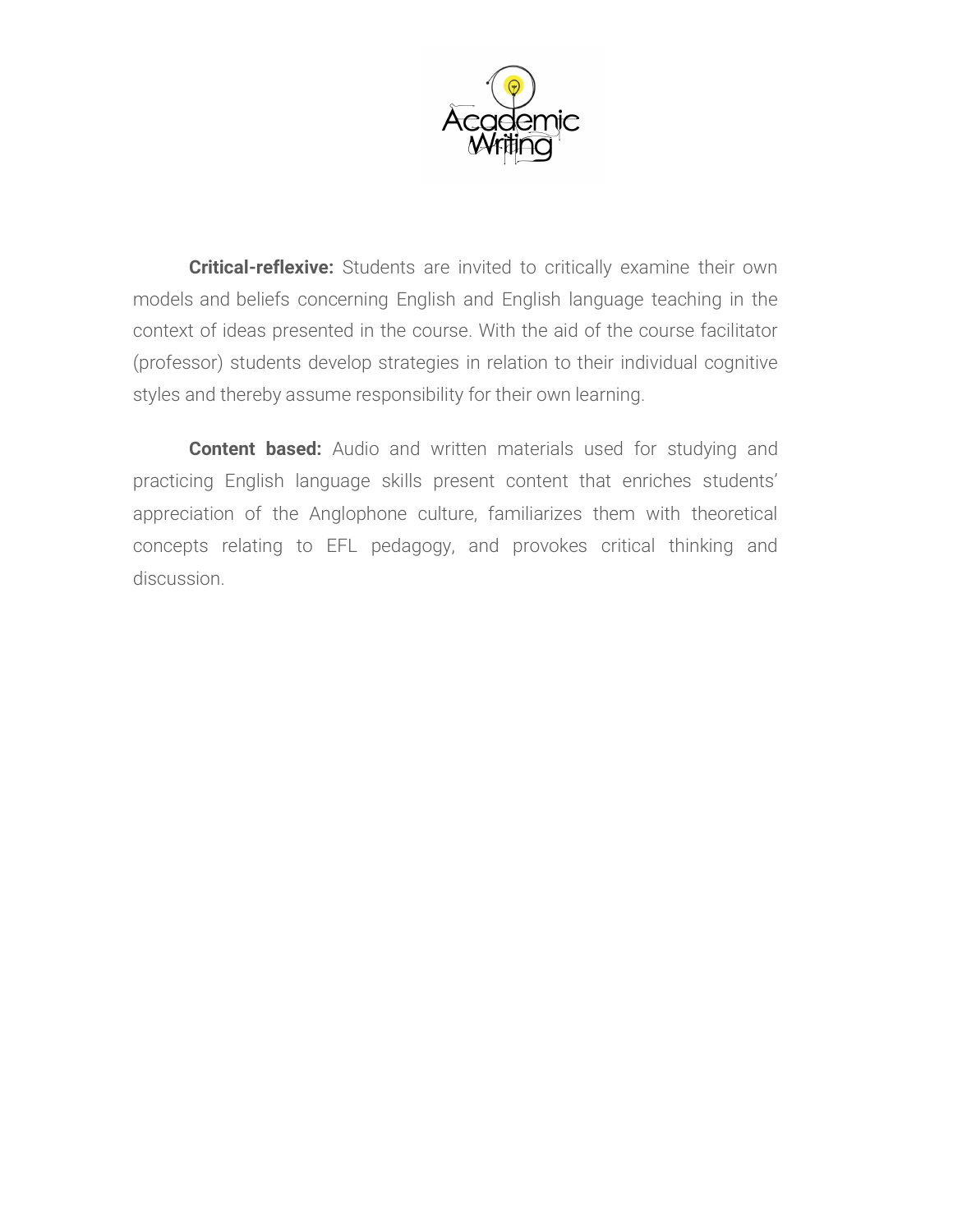**Critical-reflexive:** Students are invited to critically examine their own models and beliefs concerning English and English language teaching in the context of ideas presented in the course. With the aid of the course facilitator (professor) students develop strategies in relation to their individual cognitive styles and thereby assume responsibility for their own learning.

**Content based:** Audio and written materials used for studying and practicing English language skills present content that enriches students' appreciation of the Anglophone culture, familiarizes them with theoretical concepts relating to EFL pedagogy, and provokes critical thinking and discussion.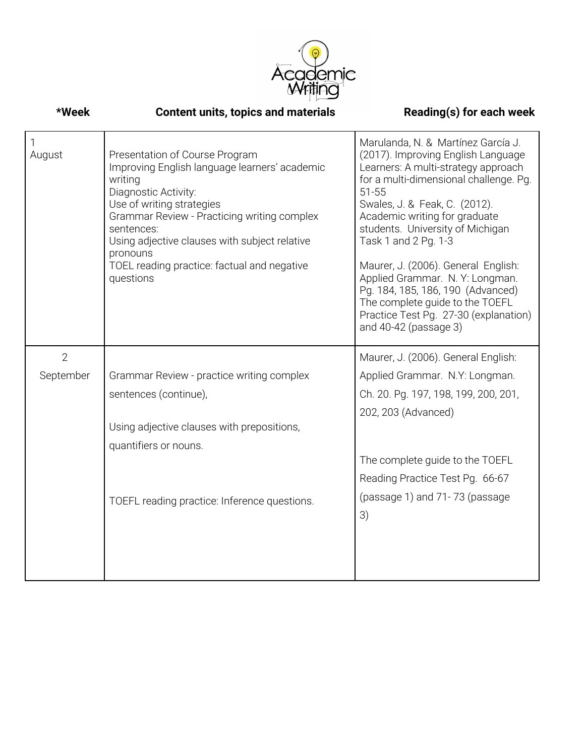Academic Writing

| *Week | Content units, topics and materials | Reading(s) for each week |
| --- | --- | --- |
| 1<br>August | Presentation of Course Program<br>Improving English language learners' academic writing<br>Diagnostic Activity:<br>Use of writing strategies<br>Grammar Review - Practicing writing complex sentences:<br>Using adjective clauses with subject relative pronouns<br>TOEL reading practice: factual and negative questions | Marulanda, N. & Martínez García J. (2017). Improving English Language Learners: A multi-strategy approach for a multi-dimensional challenge. Pg. 51-55<br>Swales, J. & Feak, C. (2012). Academic writing for graduate students. University of Michigan Task 1 and 2 Pg. 1-3<br><br>Maurer, J. (2006). General English: Applied Grammar. N. Y: Longman. Pg. 184, 185, 186, 190 (Advanced)<br>The complete guide to the TOEFL Practice Test Pg. 27-30 (explanation) and 40-42 (passage 3) |
| 2<br>September | Grammar Review - practice writing complex sentences (continue),<br><br>Using adjective clauses with prepositions, quantifiers or nouns.<br><br>TOEFL reading practice: Inference questions. | Maurer, J. (2006). General English: Applied Grammar. N.Y: Longman. Ch. 20. Pg. 197, 198, 199, 200, 201, 202, 203 (Advanced)<br><br>The complete guide to the TOEFL Reading Practice Test Pg. 66-67 (passage 1) and 71- 73 (passage 3) |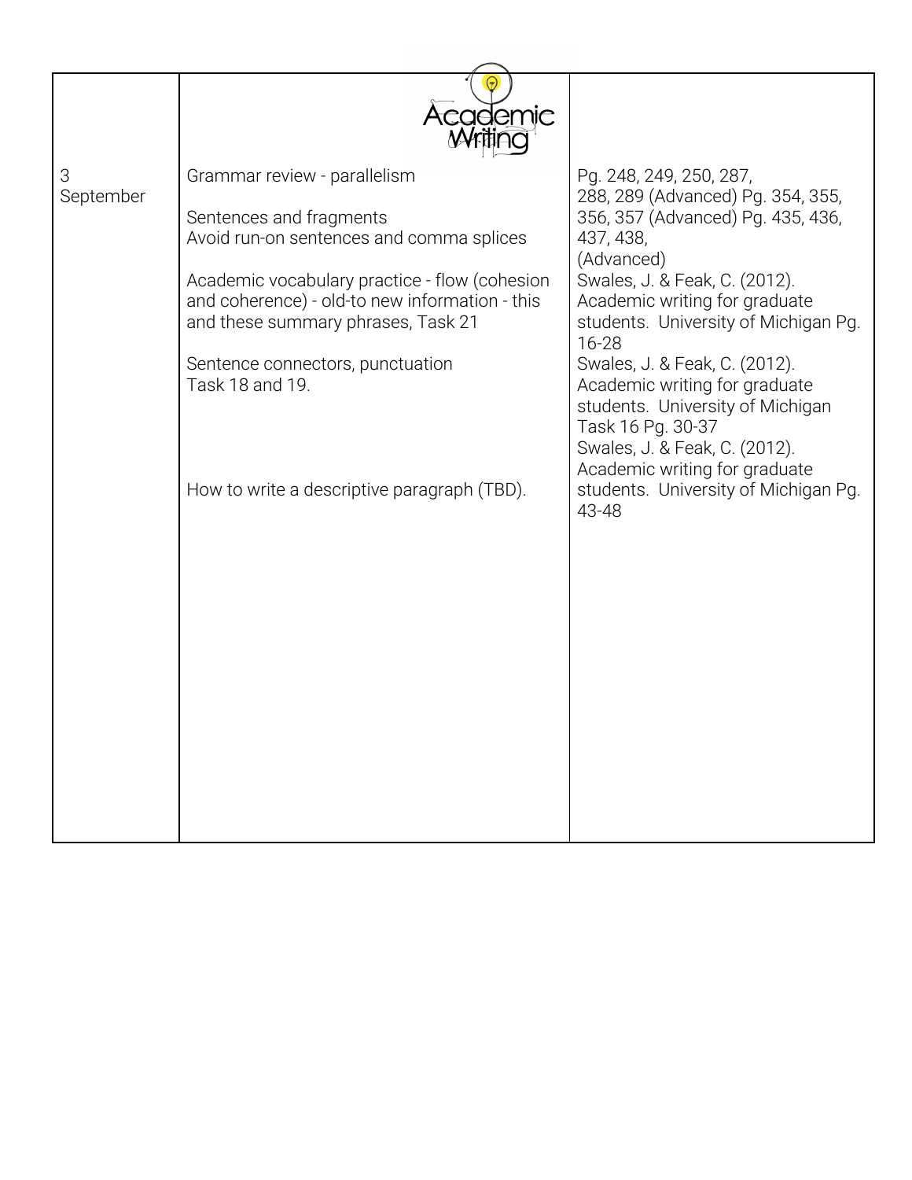| | Academic Writing | |
|---|---|---|
| 3 September | Grammar review - parallelism<br><br>Sentences and fragments<br>Avoid run-on sentences and comma splices<br><br>Academic vocabulary practice - flow (cohesion and coherence) - old-to new information - this and these summary phrases, Task 21<br><br>Sentence connectors, punctuation<br>Task 18 and 19.<br><br>How to write a descriptive paragraph (TBD). | Pg. 248, 249, 250, 287, 288, 289 (Advanced) Pg. 354, 355, 356, 357 (Advanced) Pg. 435, 436, 437, 438, (Advanced)<br>Swales, J. & Feak, C. (2012). Academic writing for graduate students. University of Michigan Pg. 16-28<br>Swales, J. & Feak, C. (2012). Academic writing for graduate students. University of Michigan Task 16 Pg. 30-37<br>Swales, J. & Feak, C. (2012). Academic writing for graduate students. University of Michigan Pg. 43-48 |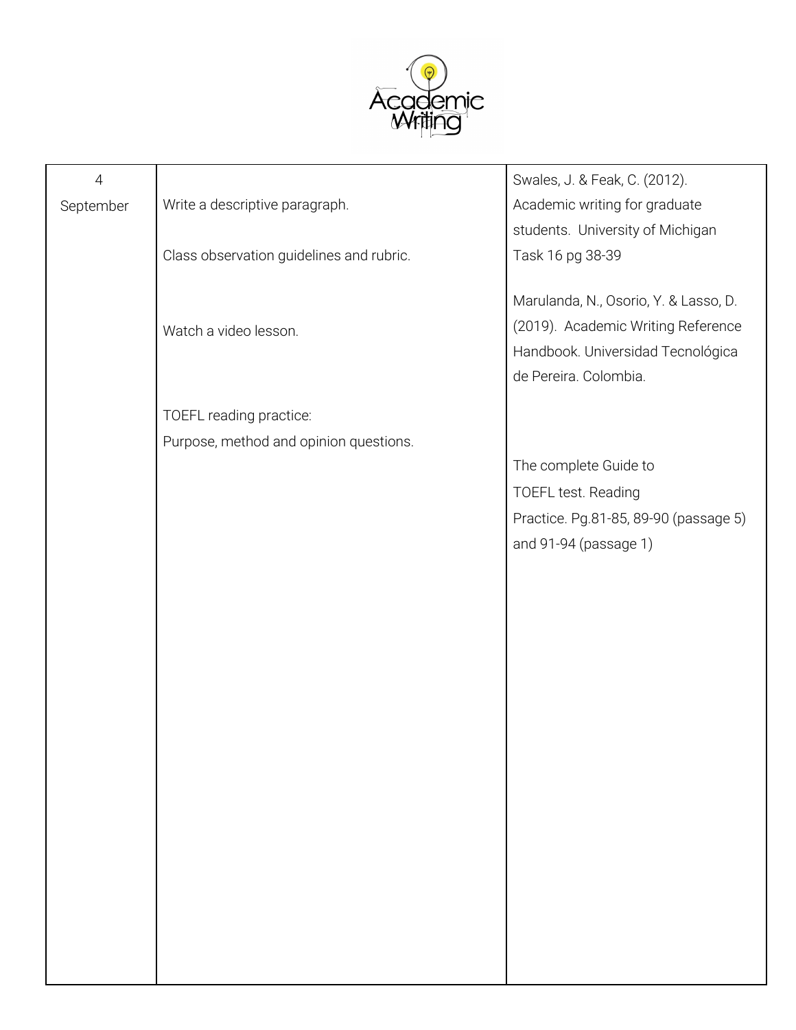| 4 September | Write a descriptive paragraph.<br><br>Class observation guidelines and rubric.<br><br>Watch a video lesson.<br><br>TOEFL reading practice:<br>Purpose, method and opinion questions. | Swales, J. & Feak, C. (2012). Academic writing for graduate students. University of Michigan Task 16 pg 38-39<br><br>Marulanda, N., Osorio, Y. & Lasso, D. (2019). Academic Writing Reference Handbook. Universidad Tecnológica de Pereira. Colombia.<br><br>The complete Guide to TOEFL test. Reading Practice. Pg.81-85, 89-90 (passage 5) and 91-94 (passage 1) |
|---|---|---|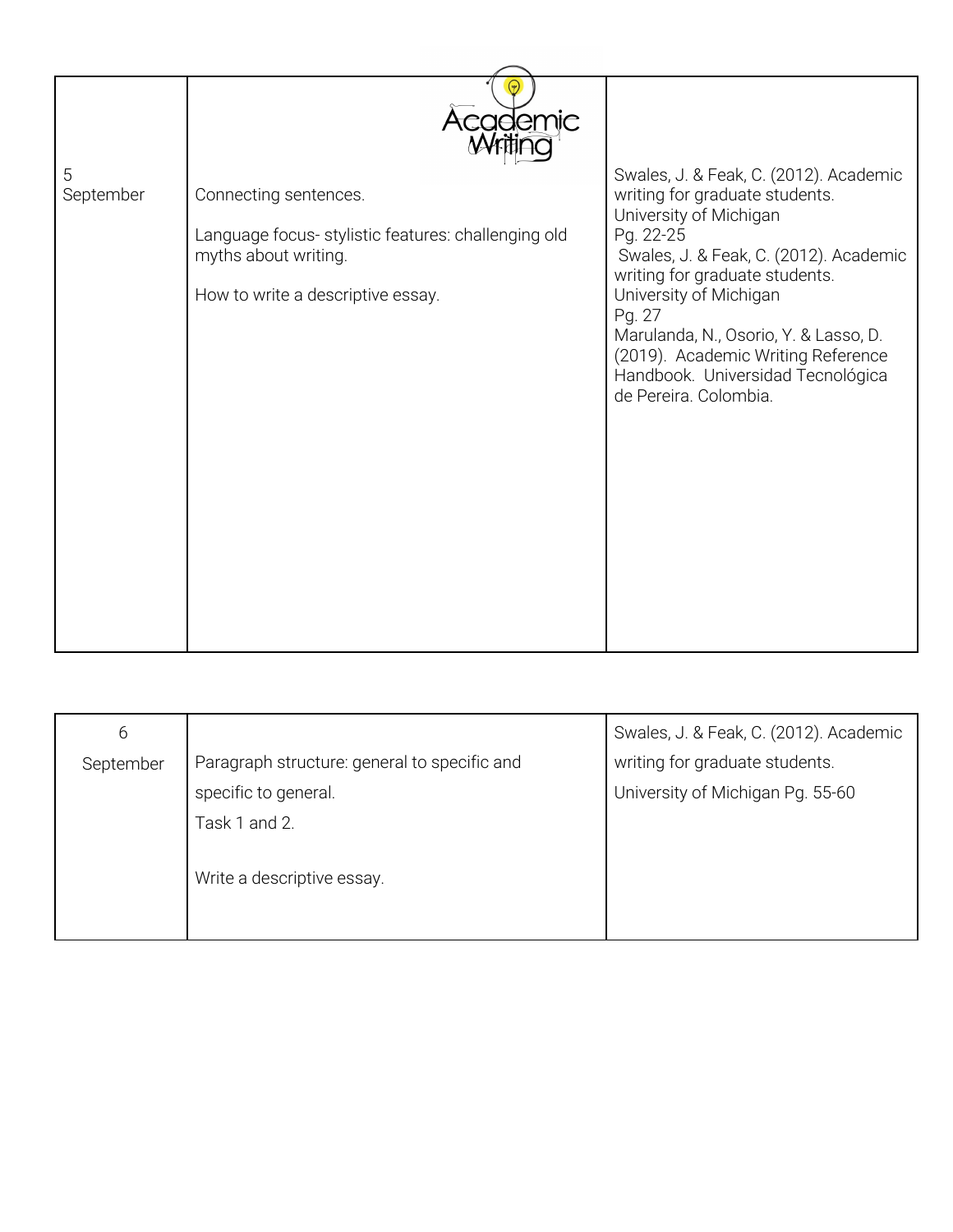| 5 September | Connecting sentences.<br><br>Language focus- stylistic features: challenging old myths about writing.<br><br>How to write a descriptive essay. | Swales, J. & Feak, C. (2012). Academic writing for graduate students. University of Michigan Pg. 22-25<br>Swales, J. & Feak, C. (2012). Academic writing for graduate students. University of Michigan Pg. 27<br>Marulanda, N., Osorio, Y. & Lasso, D. (2019). Academic Writing Reference Handbook. Universidad Tecnológica de Pereira. Colombia. |
|---|---|---|

| 6 September | Paragraph structure: general to specific and specific to general.<br>Task 1 and 2.<br><br>Write a descriptive essay. | Swales, J. & Feak, C. (2012). Academic writing for graduate students. University of Michigan Pg. 55-60 |
|---|---|---|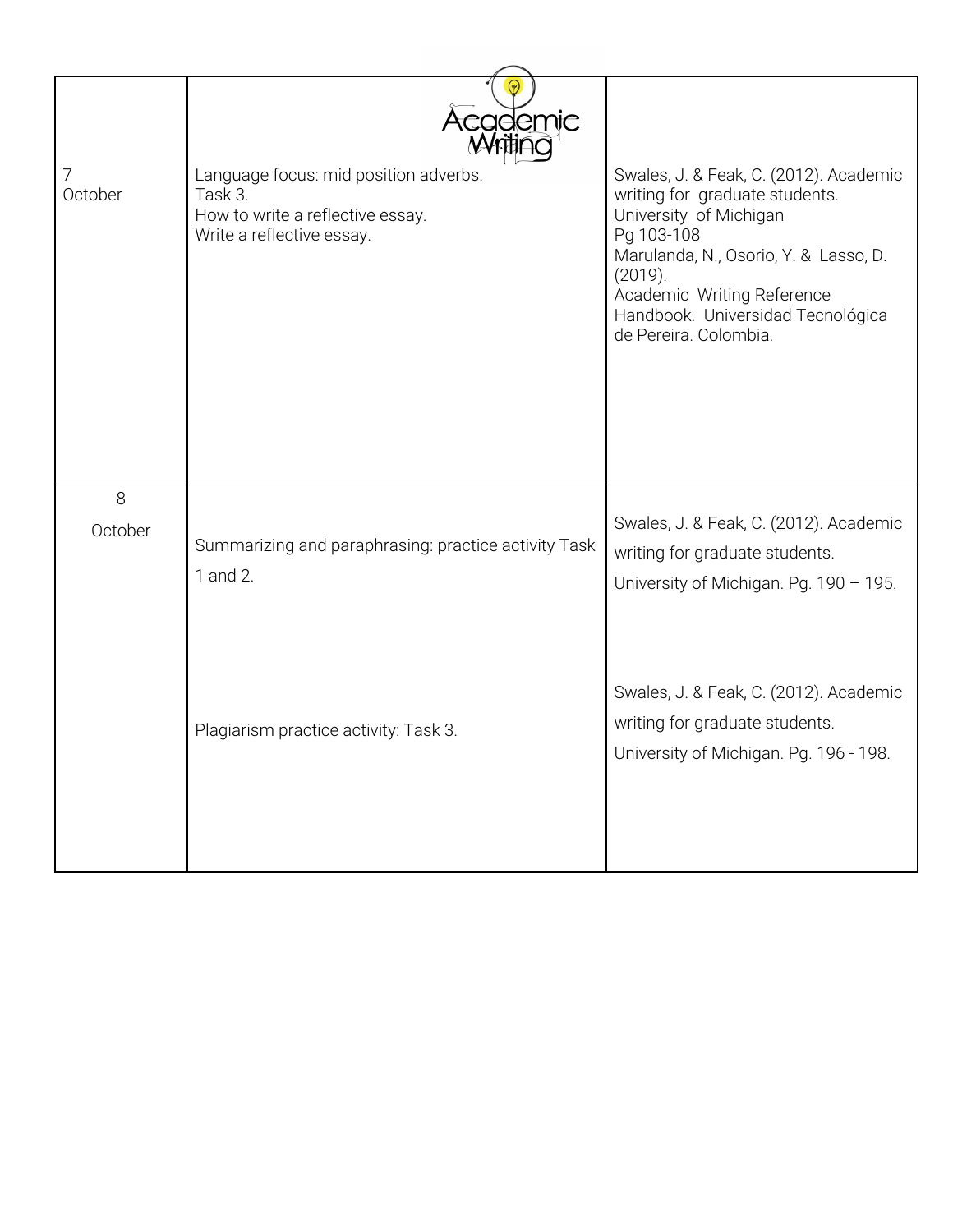| | | |
|---|---|---|
| 7 October | Language focus: mid position adverbs.<br>Task 3.<br>How to write a reflective essay.<br>Write a reflective essay. | Swales, J. & Feak, C. (2012). Academic writing for graduate students. University of Michigan<br>Pg 103-108<br>Marulanda, N., Osorio, Y. & Lasso, D. (2019).<br>Academic Writing Reference Handbook. Universidad Tecnológica de Pereira. Colombia. |
| 8 October | Summarizing and paraphrasing: practice activity Task 1 and 2.<br><br>Plagiarism practice activity: Task 3. | Swales, J. & Feak, C. (2012). Academic writing for graduate students. University of Michigan. Pg. 190 – 195.<br><br>Swales, J. & Feak, C. (2012). Academic writing for graduate students. University of Michigan. Pg. 196 - 198. |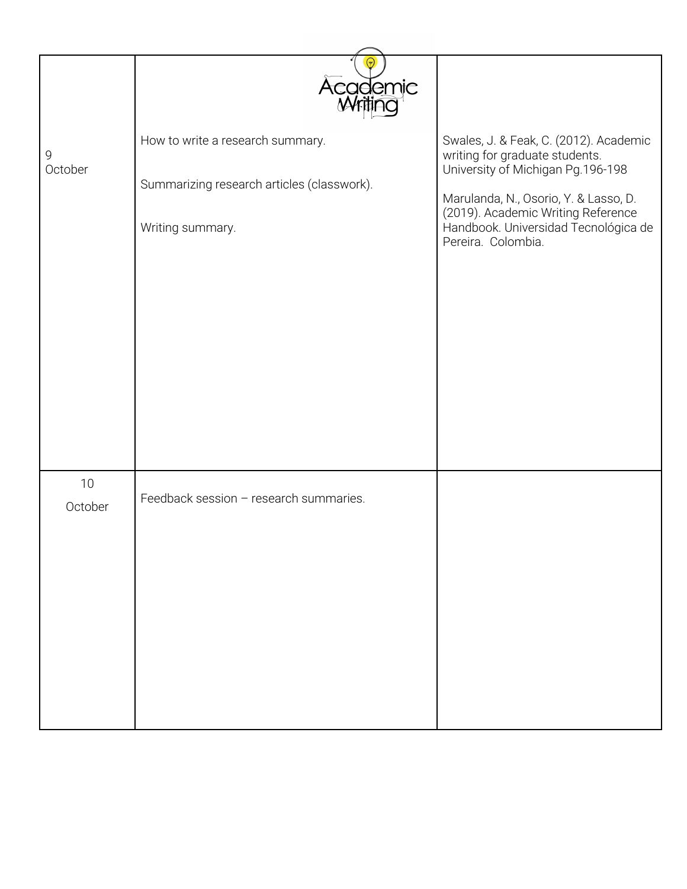| | | |
|---|---|---|
| 9 October | How to write a research summary.<br><br>Summarizing research articles (classwork).<br><br>Writing summary. | Swales, J. & Feak, C. (2012). Academic writing for graduate students. University of Michigan Pg.196-198<br><br>Marulanda, N., Osorio, Y. & Lasso, D. (2019). Academic Writing Reference Handbook. Universidad Tecnológica de Pereira. Colombia. |
| 10 October | Feedback session – research summaries. | |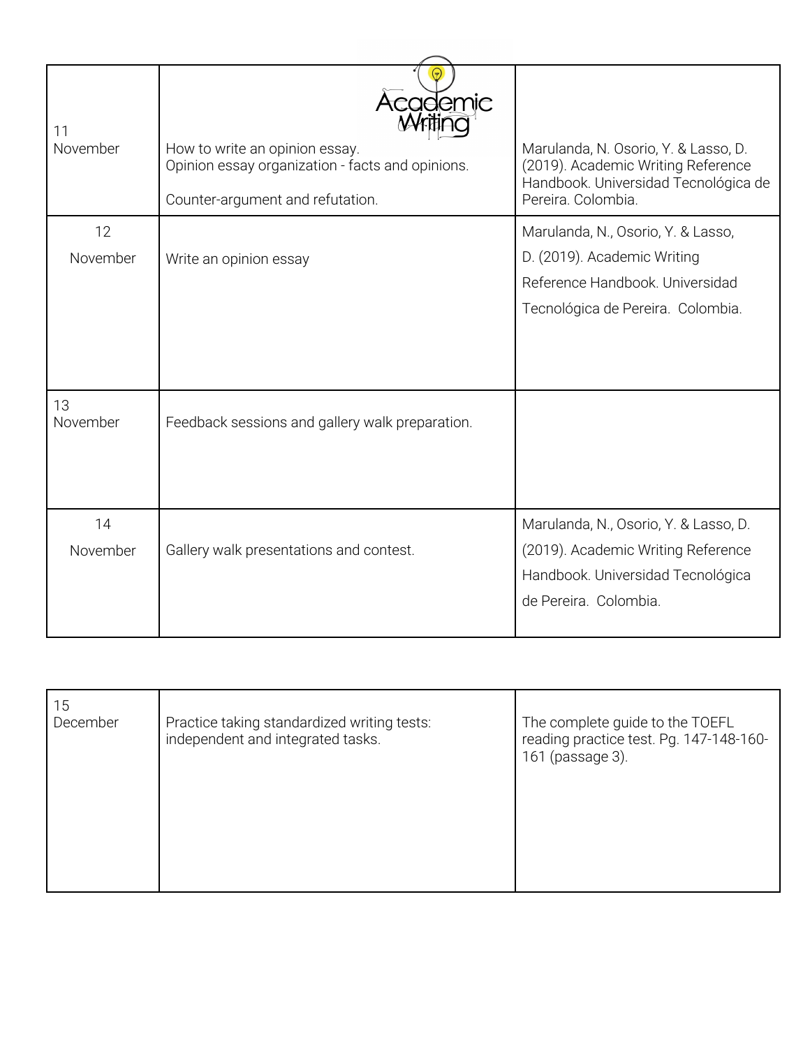| 11 November | How to write an opinion essay.<br>Opinion essay organization - facts and opinions.<br><br>Counter-argument and refutation. | Marulanda, N. Osorio, Y. & Lasso, D. (2019). Academic Writing Reference Handbook. Universidad Tecnológica de Pereira. Colombia. |
|---|---|---|
| 12 November | Write an opinion essay | Marulanda, N., Osorio, Y. & Lasso, D. (2019). Academic Writing Reference Handbook. Universidad Tecnológica de Pereira. Colombia. |
| 13 November | Feedback sessions and gallery walk preparation. | |
| 14 November | Gallery walk presentations and contest. | Marulanda, N., Osorio, Y. & Lasso, D. (2019). Academic Writing Reference Handbook. Universidad Tecnológica de Pereira. Colombia. |
| 15 December | Practice taking standardized writing tests: independent and integrated tasks. | The complete guide to the TOEFL reading practice test. Pg. 147-148-160-161 (passage 3). |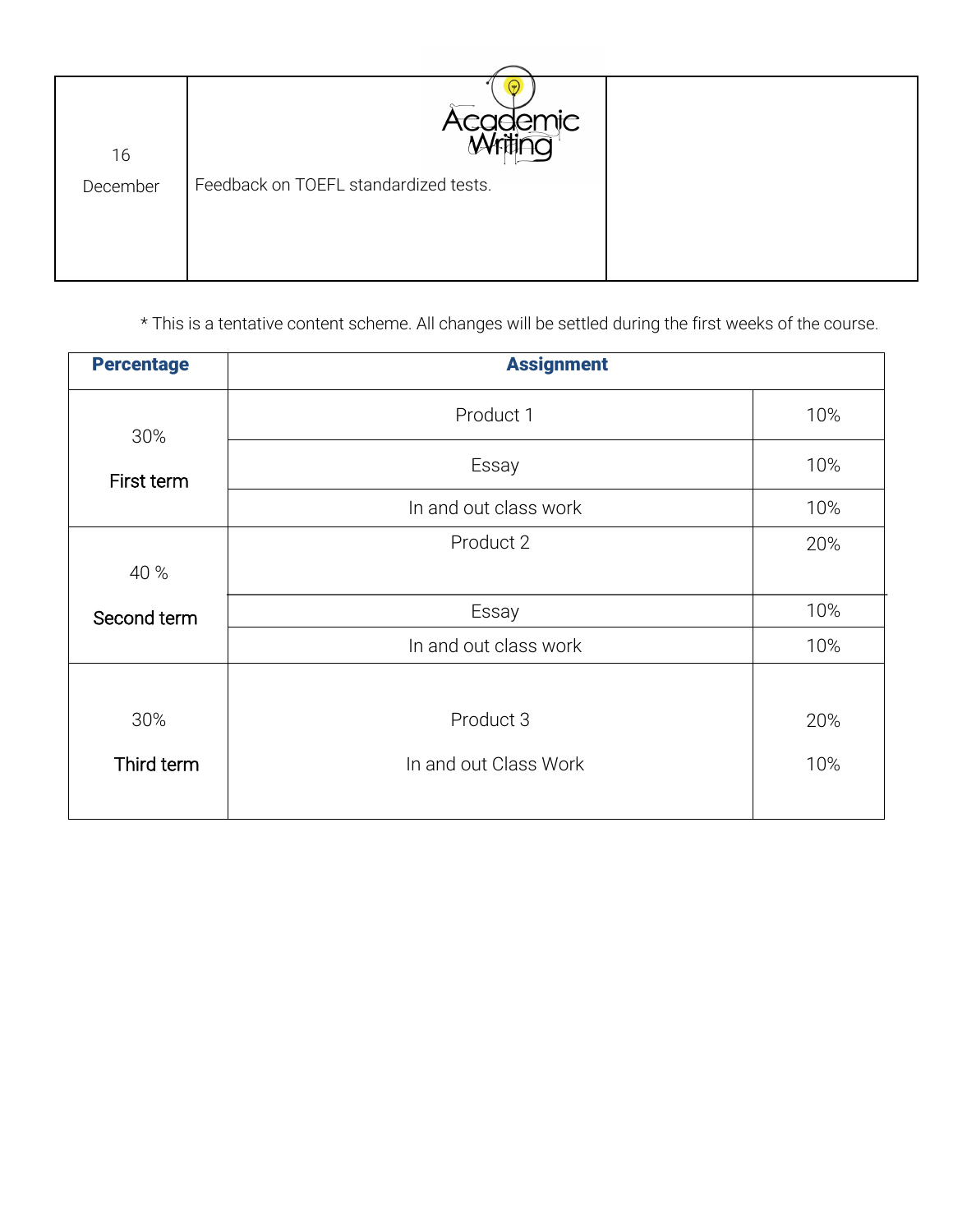| 16 December | Feedback on TOEFL standardized tests. | |
|---|---|---|

* This is a tentative content scheme. All changes will be settled during the first weeks of the course.

| Percentage | Assignment | |
|---|---|---|
| 30% First term | Product 1 | 10% |
| | Essay | 10% |
| | In and out class work | 10% |
| 40 % Second term | Product 2 | 20% |
| | Essay | 10% |
| | In and out class work | 10% |
| 30% Third term | Product 3 | 20% |
| | In and out Class Work | 10% |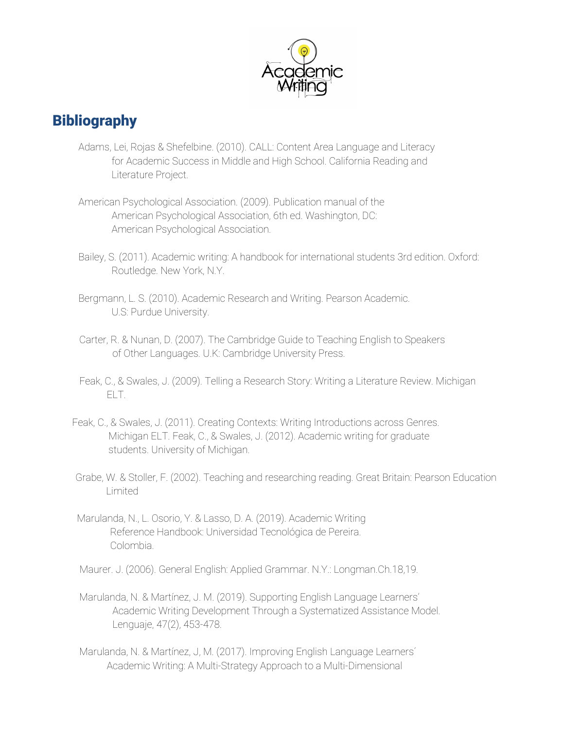## Bibliography

Adams, Lei, Rojas & Shefelbine. (2010). CALL: Content Area Language and Literacy for Academic Success in Middle and High School. California Reading and Literature Project.

American Psychological Association. (2009). Publication manual of the American Psychological Association, 6th ed. Washington, DC: American Psychological Association.

Bailey, S. (2011). Academic writing: A handbook for international students 3rd edition. Oxford: Routledge. New York, N.Y.

Bergmann, L. S. (2010). Academic Research and Writing. Pearson Academic. U.S: Purdue University.

Carter, R. & Nunan, D. (2007). The Cambridge Guide to Teaching English to Speakers of Other Languages. U.K: Cambridge University Press.

Feak, C., & Swales, J. (2009). Telling a Research Story: Writing a Literature Review. Michigan ELT.

Feak, C., & Swales, J. (2011). Creating Contexts: Writing Introductions across Genres. Michigan ELT. Feak, C., & Swales, J. (2012). Academic writing for graduate students. University of Michigan.

Grabe, W. & Stoller, F. (2002). Teaching and researching reading. Great Britain: Pearson Education Limited

Marulanda, N., L. Osorio, Y. & Lasso, D. A. (2019). Academic Writing Reference Handbook: Universidad Tecnológica de Pereira. Colombia.

Maurer. J. (2006). General English: Applied Grammar. N.Y.: Longman.Ch.18,19.

Marulanda, N. & Martínez, J. M. (2019). Supporting English Language Learners' Academic Writing Development Through a Systematized Assistance Model. Lenguaje, 47(2), 453-478.

Marulanda, N. & Martínez, J, M. (2017). Improving English Language Learners´ Academic Writing: A Multi-Strategy Approach to a Multi-Dimensional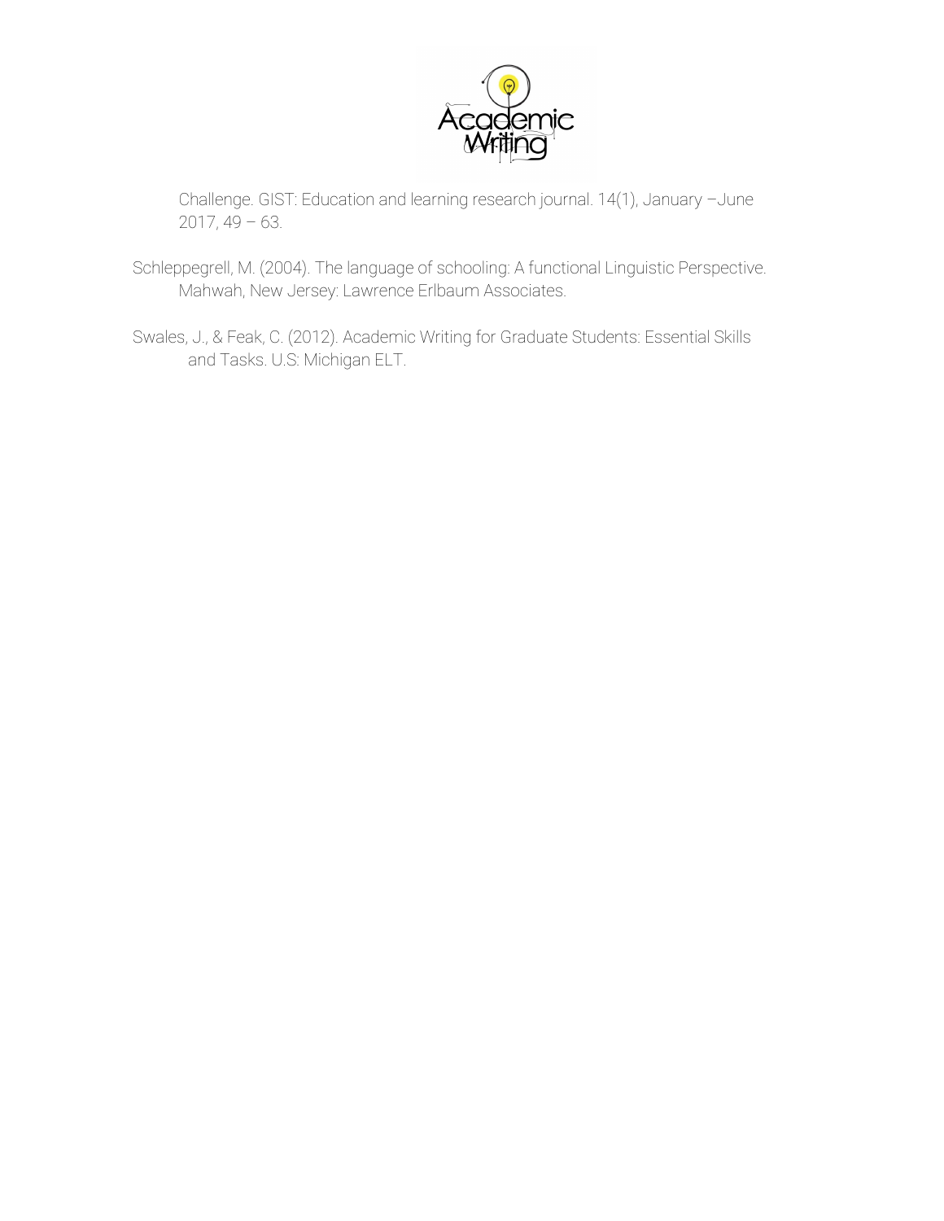Challenge. GIST: Education and learning research journal. 14(1), January –June 2017, 49 – 63.

Schleppegrell, M. (2004). The language of schooling: A functional Linguistic Perspective. Mahwah, New Jersey: Lawrence Erlbaum Associates.

Swales, J., & Feak, C. (2012). Academic Writing for Graduate Students: Essential Skills and Tasks. U.S: Michigan ELT.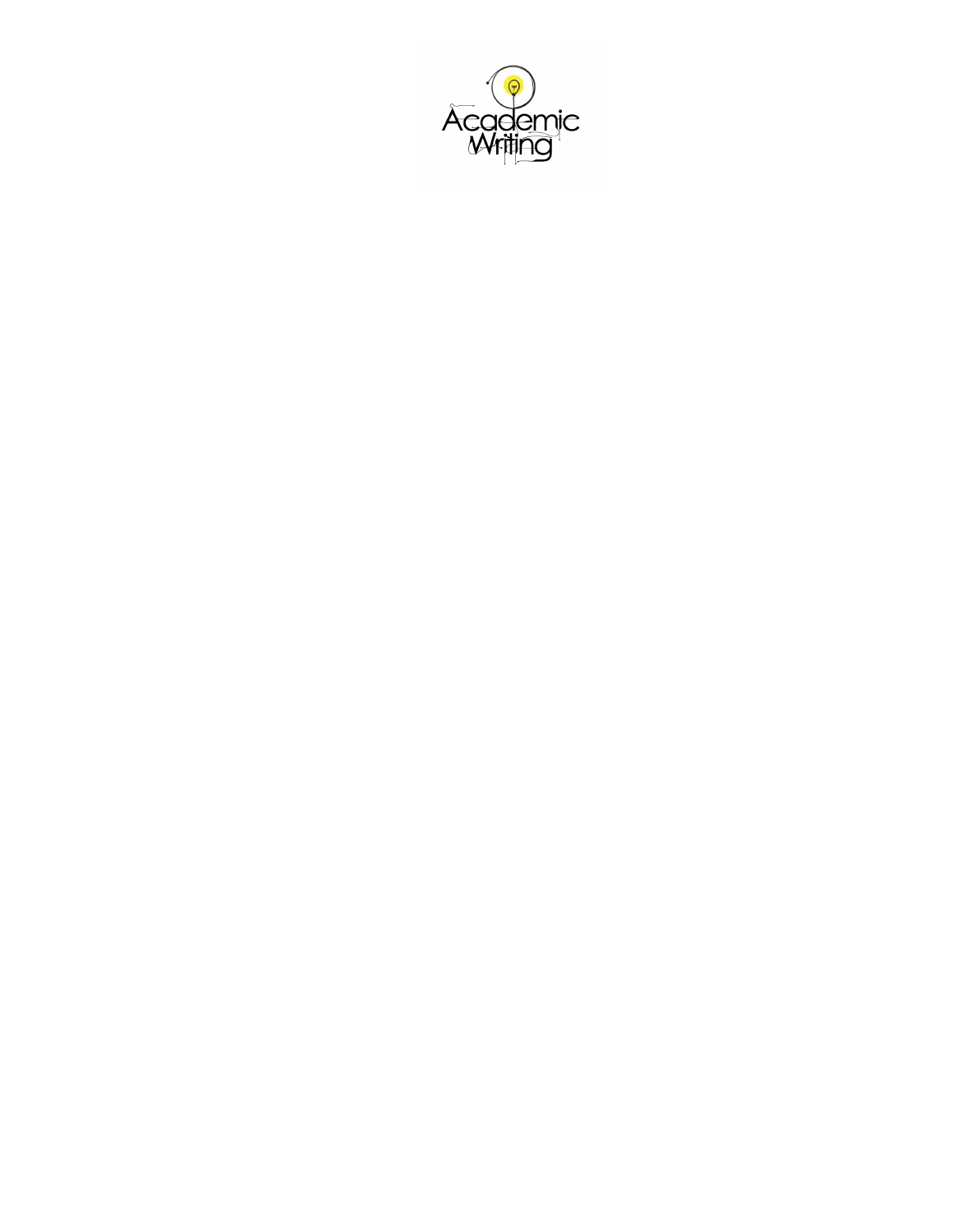Academic Writing